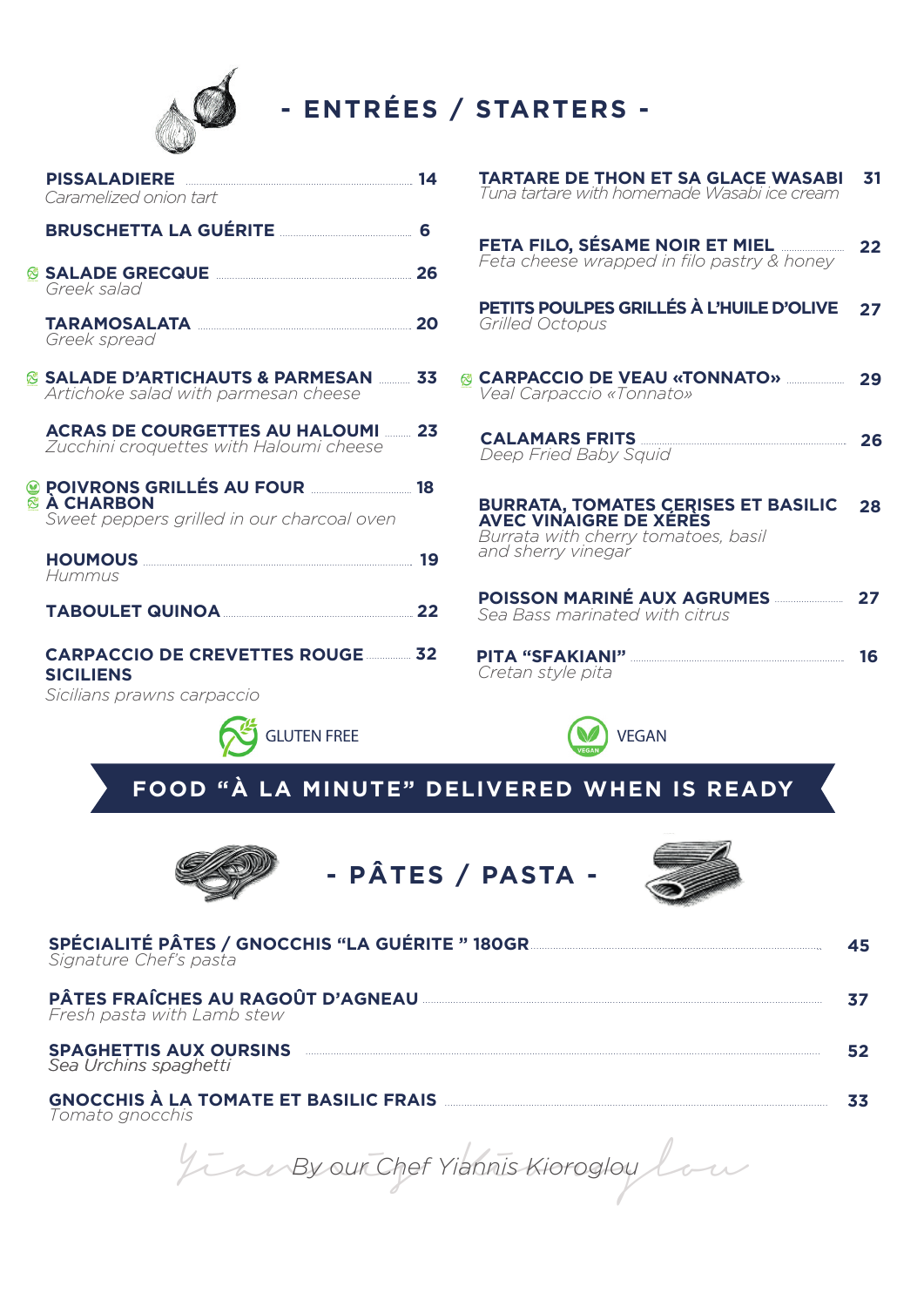# - ENTRÉES / STARTERS -

**PISSALADIERE** ........ 14
*Caramelized onion tart*

**BRUSCHETTA LA GUÉRITE** ........ 6

**SALADE GRECQUE** ........ 26
*Greek salad*

**TARAMOSALATA** ........ 20
*Greek spread*

**SALADE D'ARTICHAUTS & PARMESAN** ........ 33
*Artichoke salad with parmesan cheese*

**ACRAS DE COURGETTES AU HALOUMI** ........ 23
*Zucchini croquettes with Haloumi cheese*

**POIVRONS GRILLÉS AU FOUR À CHARBON** ........ 18
*Sweet peppers grilled in our charcoal oven*

**HOUMOUS** ........ 19
*Hummus*

**TABOULET QUINOA** ........ 22

**CARPACCIO DE CREVETTES ROUGE SICILIENS** ........ 32
*Sicilians prawns carpaccio*

**TARTARE DE THON ET SA GLACE WASABI** 31
*Tuna tartare with homemade Wasabi ice cream*

**FETA FILO, SÉSAME NOIR ET MIEL** ........ 22
*Feta cheese wrapped in filo pastry & honey*

**PETITS POULPES GRILLÉS À L'HUILE D'OLIVE** 27
*Grilled Octopus*

**CARPACCIO DE VEAU «TONNATO»** ........ 29
*Veal Carpaccio «Tonnato»*

**CALAMARS FRITS** ........ 26
*Deep Fried Baby Squid*

**BURRATA, TOMATES CERISES ET BASILIC AVEC VINAIGRE DE XÉRÈS** 28
*Burrata with cherry tomatoes, basil and sherry vinegar*

**POISSON MARINÉ AUX AGRUMES** ........ 27
*Sea Bass marinated with citrus*

**PITA "SFAKIANI"** ........ 16
*Cretan style pita*

GLUTEN FREE

VEGAN

**FOOD "À LA MINUTE" DELIVERED WHEN IS READY**

# - PÂTES / PASTA -

**SPÉCIALITÉ PÂTES / GNOCCHIS "LA GUÉRITE " 180GR** ........ 45
*Signature Chef's pasta*

**PÂTES FRAÎCHES AU RAGOÛT D'AGNEAU** ........ 37
*Fresh pasta with Lamb stew*

**SPAGHETTIS AUX OURSINS** ........ 52
*Sea Urchins spaghetti*

**GNOCCHIS À LA TOMATE ET BASILIC FRAIS** ........ 33
*Tomato gnocchis*

*By our Chef Yiannis Kioroglou*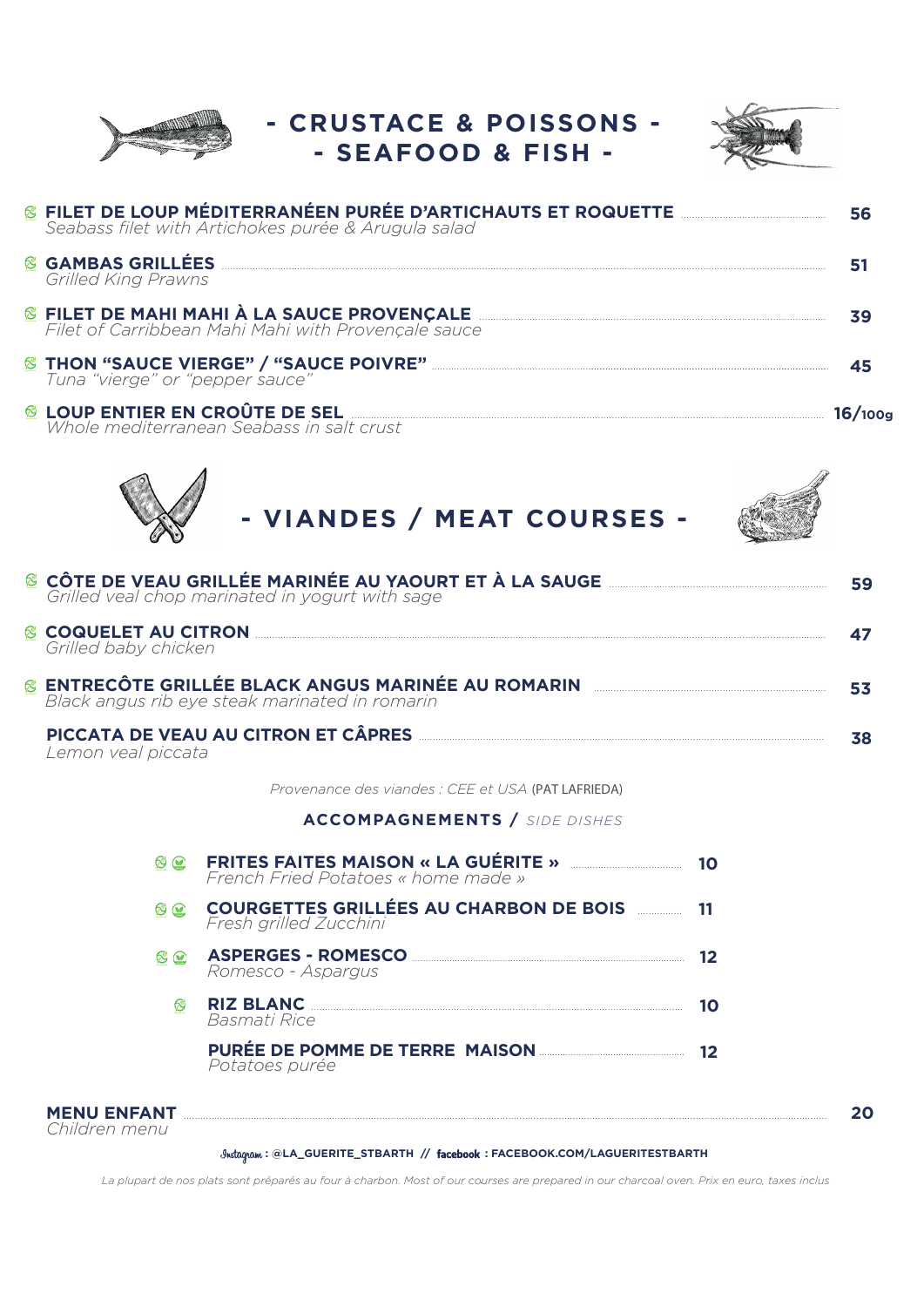# - CRUSTACE & POISSONS -
# - SEAFOOD & FISH -

**FILET DE LOUP MÉDITERRANÉEN PURÉE D'ARTICHAUTS ET ROQUETTE** ........ **56**
*Seabass filet with Artichokes purée & Arugula salad*

**GAMBAS GRILLÉES** ........ **51**
*Grilled King Prawns*

**FILET DE MAHI MAHI À LA SAUCE PROVENÇALE** ........ **39**
*Filet of Carribbean Mahi Mahi with Provençale sauce*

**THON "SAUCE VIERGE" / "SAUCE POIVRE"** ........ **45**
*Tuna "vierge" or "pepper sauce"*

**LOUP ENTIER EN CROÛTE DE SEL** ........ **16/100g**
*Whole mediterranean Seabass in salt crust*

# - VIANDES / MEAT COURSES -

**CÔTE DE VEAU GRILLÉE MARINÉE AU YAOURT ET À LA SAUGE** ........ **59**
*Grilled veal chop marinated in yogurt with sage*

**COQUELET AU CITRON** ........ **47**
*Grilled baby chicken*

**ENTRECÔTE GRILLÉE BLACK ANGUS MARINÉE AU ROMARIN** ........ **53**
*Black angus rib eye steak marinated in romarin*

**PICCATA DE VEAU AU CITRON ET CÂPRES** ........ **38**
*Lemon veal piccata*

*Provenance des viandes : CEE et USA* (PAT LAFRIEDA)

## ACCOMPAGNEMENTS / *SIDE DISHES*

**FRITES FAITES MAISON « LA GUÉRITE »** ........ **10**
*French Fried Potatoes « home made »*

**COURGETTES GRILLÉES AU CHARBON DE BOIS** ........ **11**
*Fresh grilled Zucchini*

**ASPERGES - ROMESCO** ........ **12**
*Romesco - Aspargus*

**RIZ BLANC** ........ **10**
*Basmati Rice*

**PURÉE DE POMME DE TERRE MAISON** ........ **12**
*Potatoes purée*

**MENU ENFANT** ........ **20**
*Children menu*

Instagram : @LA_GUERITE_STBARTH // facebook : FACEBOOK.COM/LAGUERITESTBARTH

*La plupart de nos plats sont préparés au four à charbon. Most of our courses are prepared in our charcoal oven. Prix en euro, taxes inclus*